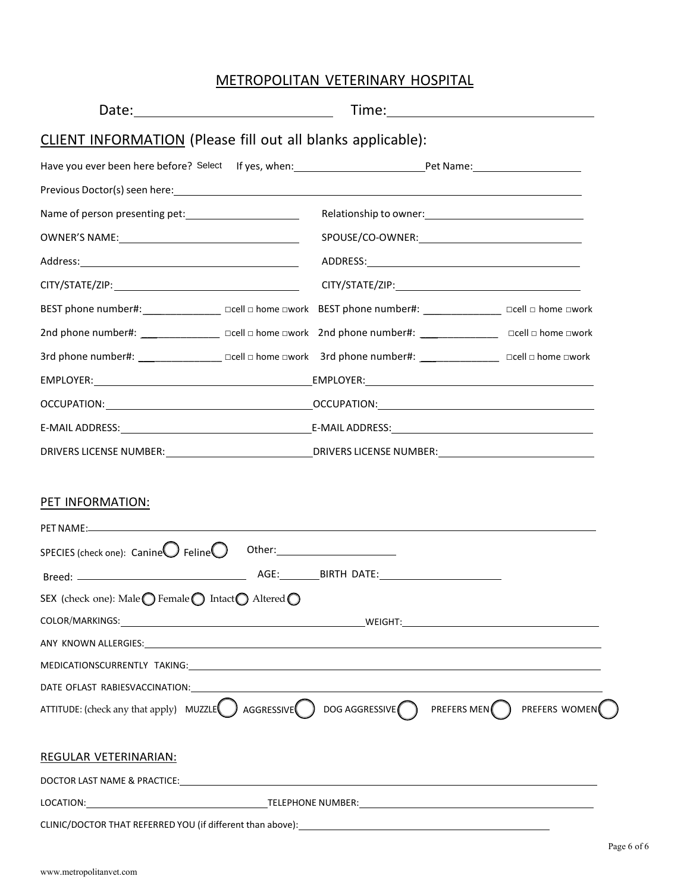# METROPOLITAN VETERINARY HOSPITAL

Date: ____________________ Time: ____________________

## CLIENT INFORMATION (Please fill out all blanks applicable):

Have you ever been here before? Select If yes, when: ____________________ Pet Name: ____________________

Previous Doctor(s) seen here: ____________________

Name of person presenting pet: ____________________ Relationship to owner: ____________________

OWNER'S NAME: ____________________ SPOUSE/CO-OWNER: ____________________

Address: ____________________ ADDRESS: ____________________

CITY/STATE/ZIP: ____________________ CITY/STATE/ZIP: ____________________

BEST phone number#: ____________ □cell □ home □work BEST phone number#: ____________ □cell □ home □work

2nd phone number#: ____________ □cell □ home □work 2nd phone number#: ____________ □cell □ home □work

3rd phone number#: ____________ □cell □ home □work 3rd phone number#: ____________ □cell □ home □work

EMPLOYER: ____________________ EMPLOYER: ____________________

OCCUPATION: ____________________ OCCUPATION: ____________________

E-MAIL ADDRESS: ____________________ E-MAIL ADDRESS: ____________________

DRIVERS LICENSE NUMBER: ____________________ DRIVERS LICENSE NUMBER: ____________________

## PET INFORMATION:

PET NAME: ____________________

SPECIES (check one): Canine ◯ Feline ◯ Other: ____________________

Breed: ____________________ AGE: ________ BIRTH DATE: ____________________

SEX (check one): Male ◯ Female ◯ Intact ◯ Altered ◯

COLOR/MARKINGS: ____________________ WEIGHT: ____________________

ANY KNOWN ALLERGIES: ____________________

MEDICATIONSCURRENTLY TAKING: ____________________

DATE OFLAST RABIESVACCINATION: ____________________

ATTITUDE: (check any that apply) MUZZLE ◯ AGGRESSIVE ◯ DOG AGGRESSIVE ◯ PREFERS MEN ◯ PREFERS WOMEN ◯

## REGULAR VETERINARIAN:

DOCTOR LAST NAME & PRACTICE: ____________________

LOCATION: ____________________ TELEPHONE NUMBER: ____________________

CLINIC/DOCTOR THAT REFERRED YOU (if different than above): ____________________

www.metropolitanvet.com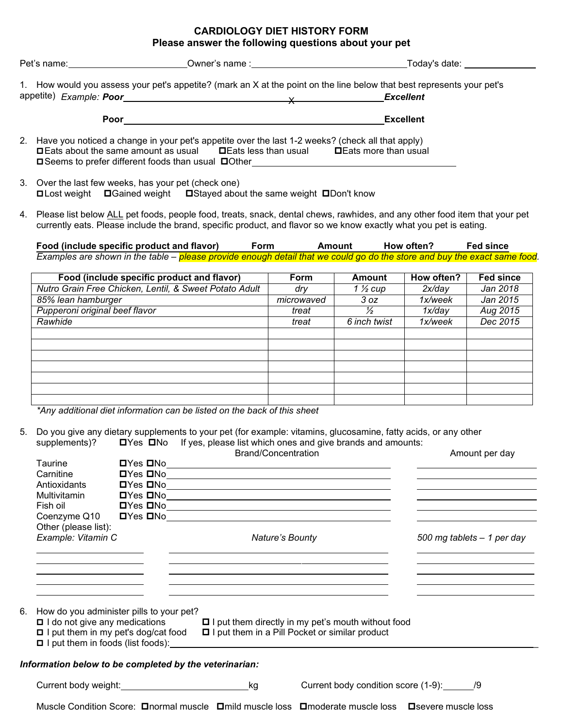# CARDIOLOGY DIET HISTORY FORM

## Please answer the following questions about your pet

Pet's name:\_\_\_\_\_\_\_\_\_\_\_\_\_\_\_\_\_\_\_\_\_\_\_\_ Owner's name :\_\_\_\_\_\_\_\_\_\_\_\_\_\_\_\_\_\_\_\_\_\_\_\_\_\_\_\_\_\_\_\_Today's date: \_\_\_\_\_\_\_\_\_\_\_\_\_\_

1. How would you assess your pet's appetite? (mark an X at the point on the line below that best represents your pet's appetite) *Example:* ***Poor*** \_\_\_\_\_\_\_\_\_\_\_\_\_\_\_\_\_\_\_\_\_\_\_\_\_\_\_\_\_\_\_\_\_X\_\_\_\_\_\_\_\_\_\_\_\_\_\_\_\_\_\_\_\_\_\_ ***Excellent***

   **Poor** \_\_\_\_\_\_\_\_\_\_\_\_\_\_\_\_\_\_\_\_\_\_\_\_\_\_\_\_\_\_\_\_\_\_\_\_\_\_\_\_\_\_\_\_\_\_\_\_\_\_\_\_\_\_\_ **Excellent**

2. Have you noticed a change in your pet's appetite over the last 1-2 weeks? (check all that apply)
   - ☐ Eats about the same amount as usual
   - ☐ Eats less than usual
   - ☐ Eats more than usual
   - ☐ Seems to prefer different foods than usual
   - ☐ Other\_\_\_\_\_\_\_\_\_\_\_\_\_\_\_\_\_\_\_\_\_\_\_\_\_\_\_\_\_\_\_\_\_\_\_\_\_\_\_\_\_\_\_\_

3. Over the last few weeks, has your pet (check one)
   - ☐ Lost weight
   - ☐ Gained weight
   - ☐ Stayed about the same weight
   - ☐ Don't know

4. Please list below ALL pet foods, people food, treats, snack, dental chews, rawhides, and any other food item that your pet currently eats. Please include the brand, specific product, and flavor so we know exactly what you pet is eating.

   **Food (include specific product and flavor) Form Amount How often? Fed since**

   *Examples are shown in the table – please provide enough detail that we could go do the store and buy the exact same food.*

| Food (include specific product and flavor) | Form | Amount | How often? | Fed since |
|---|---|---|---|---|
| *Nutro Grain Free Chicken, Lentil, & Sweet Potato Adult* | *dry* | *1 ½ cup* | *2x/day* | *Jan 2018* |
| *85% lean hamburger* | *microwaved* | *3 oz* | *1x/week* | *Jan 2015* |
| *Pupperoni original beef flavor* | *treat* | *½* | *1x/day* | *Aug 2015* |
| *Rawhide* | *treat* | *6 inch twist* | *1x/week* | *Dec 2015* |
| | | | | |
| | | | | |
| | | | | |
| | | | | |
| | | | | |
| | | | | |
| | | | | |

*\*Any additional diet information can be listed on the back of this sheet*

5. Do you give any dietary supplements to your pet (for example: vitamins, glucosamine, fatty acids, or any other supplements)? ☐Yes ☐No If yes, please list which ones and give brands and amounts:

| | | Brand/Concentration | Amount per day |
|---|---|---|---|
| Taurine | ☐Yes ☐No | | |
| Carnitine | ☐Yes ☐No | | |
| Antioxidants | ☐Yes ☐No | | |
| Multivitamin | ☐Yes ☐No | | |
| Fish oil | ☐Yes ☐No | | |
| Coenzyme Q10 | ☐Yes ☐No | | |
| Other (please list): | | | |
| *Example: Vitamin C* | | *Nature's Bounty* | *500 mg tablets – 1 per day* |
| | | | |
| | | | |
| | | | |
| | | | |
| | | | |

6. How do you administer pills to your pet?
   - ☐ I do not give any medications
   - ☐ I put them directly in my pet's mouth without food
   - ☐ I put them in my pet's dog/cat food
   - ☐ I put them in a Pill Pocket or similar product
   - ☐ I put them in foods (list foods):\_\_\_\_\_\_\_\_\_\_\_\_\_\_\_\_\_\_\_\_\_\_\_\_\_\_\_\_\_\_\_\_\_\_\_\_\_\_\_\_\_\_\_\_\_\_\_\_\_\_\_\_\_\_\_

***Information below to be completed by the veterinarian:***

Current body weight:\_\_\_\_\_\_\_\_\_\_\_\_\_\_\_\_\_\_\_\_\_\_\_\_\_\_kg Current body condition score (1-9):\_\_\_\_\_\_/9

Muscle Condition Score: ☐normal muscle ☐mild muscle loss ☐moderate muscle loss ☐severe muscle loss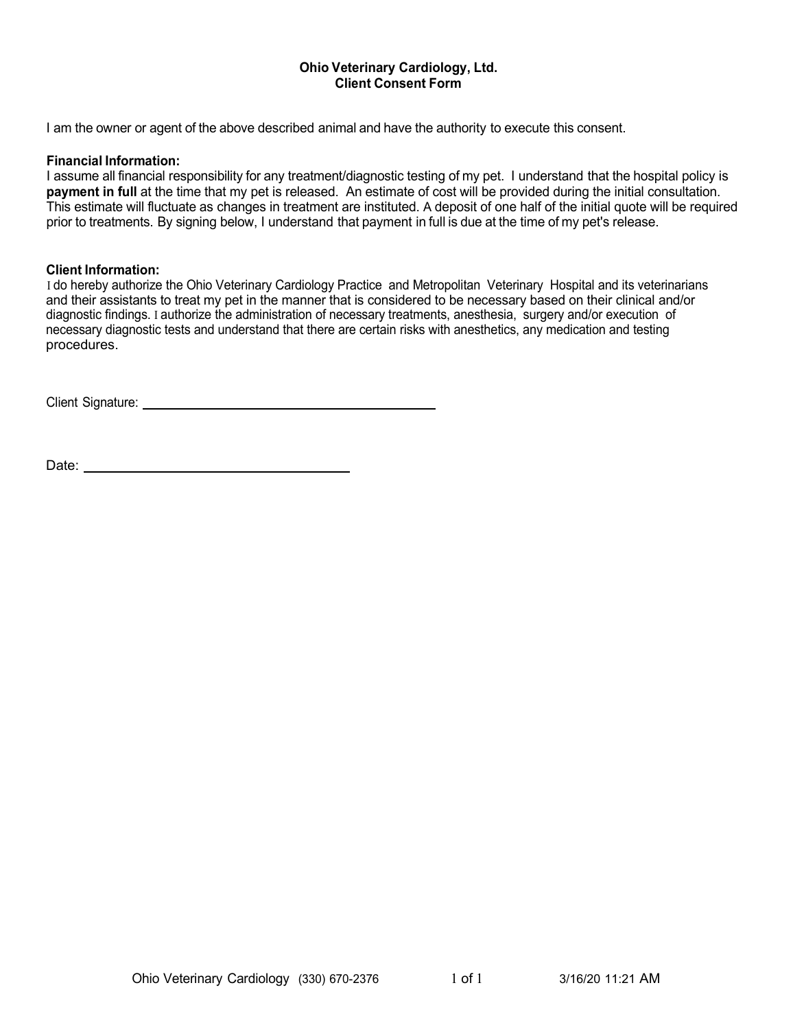**Ohio Veterinary Cardiology, Ltd.**
**Client Consent Form**

I am the owner or agent of the above described animal and have the authority to execute this consent.

**Financial Information:**
I assume all financial responsibility for any treatment/diagnostic testing of my pet. I understand that the hospital policy is **payment in full** at the time that my pet is released. An estimate of cost will be provided during the initial consultation. This estimate will fluctuate as changes in treatment are instituted. A deposit of one half of the initial quote will be required prior to treatments. By signing below, I understand that payment in full is due at the time of my pet's release.

**Client Information:**
I do hereby authorize the Ohio Veterinary Cardiology Practice and Metropolitan Veterinary Hospital and its veterinarians and their assistants to treat my pet in the manner that is considered to be necessary based on their clinical and/or diagnostic findings. I authorize the administration of necessary treatments, anesthesia, surgery and/or execution of necessary diagnostic tests and understand that there are certain risks with anesthetics, any medication and testing procedures.

Client Signature: ______________________________

Date: ___________________________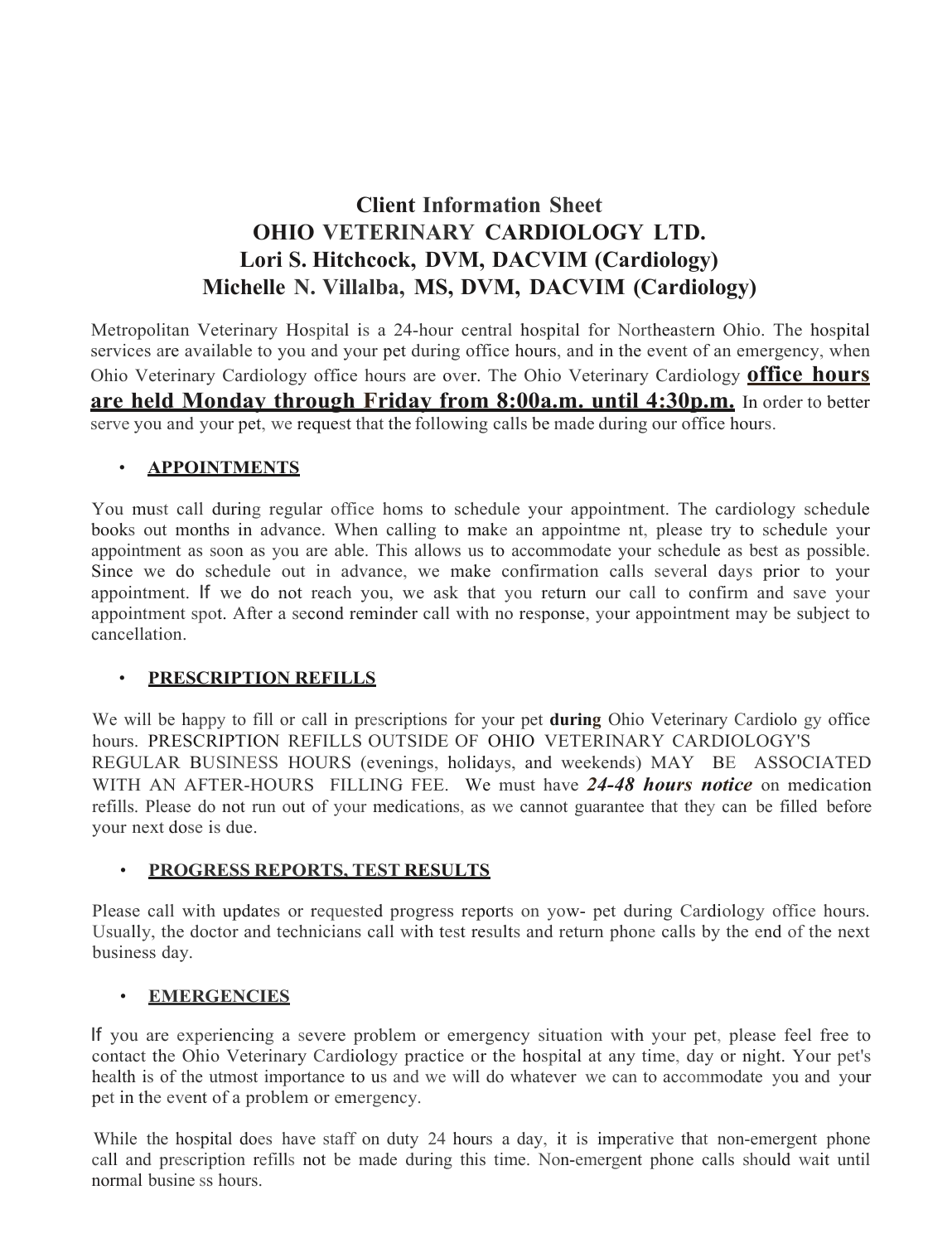# Client Information Sheet
## OHIO VETERINARY CARDIOLOGY LTD.
## Lori S. Hitchcock, DVM, DACVIM (Cardiology)
## Michelle N. Villalba, MS, DVM, DACVIM (Cardiology)

Metropolitan Veterinary Hospital is a 24-hour central hospital for Northeastern Ohio. The hospital services are available to you and your pet during office hours, and in the event of an emergency, when Ohio Veterinary Cardiology office hours are over. The Ohio Veterinary Cardiology **office hours are held Monday through Friday from 8:00a.m. until 4:30p.m.** In order to better serve you and your pet, we request that the following calls be made during our office hours.

- **APPOINTMENTS**

You must call during regular office homs to schedule your appointment. The cardiology schedule books out months in advance. When calling to make an appointme nt, please try to schedule your appointment as soon as you are able. This allows us to accommodate your schedule as best as possible. Since we do schedule out in advance, we make confirmation calls several days prior to your appointment. If we do not reach you, we ask that you return our call to confirm and save your appointment spot. After a second reminder call with no response, your appointment may be subject to cancellation.

- **PRESCRIPTION REFILLS**

We will be happy to fill or call in prescriptions for your pet **during** Ohio Veterinary Cardiolo gy office hours. PRESCRIPTION REFILLS OUTSIDE OF OHIO VETERINARY CARDIOLOGY'S REGULAR BUSINESS HOURS (evenings, holidays, and weekends) MAY BE ASSOCIATED WITH AN AFTER-HOURS FILLING FEE. We must have ***24-48 hours notice*** on medication refills. Please do not run out of your medications, as we cannot guarantee that they can be filled before your next dose is due.

- **PROGRESS REPORTS, TEST RESULTS**

Please call with updates or requested progress reports on yow- pet during Cardiology office hours. Usually, the doctor and technicians call with test results and return phone calls by the end of the next business day.

- **EMERGENCIES**

If you are experiencing a severe problem or emergency situation with your pet, please feel free to contact the Ohio Veterinary Cardiology practice or the hospital at any time, day or night. Your pet's health is of the utmost importance to us and we will do whatever we can to accommodate you and your pet in the event of a problem or emergency.

While the hospital does have staff on duty 24 hours a day, it is imperative that non-emergent phone call and prescription refills not be made during this time. Non-emergent phone calls should wait until normal busine ss hours.